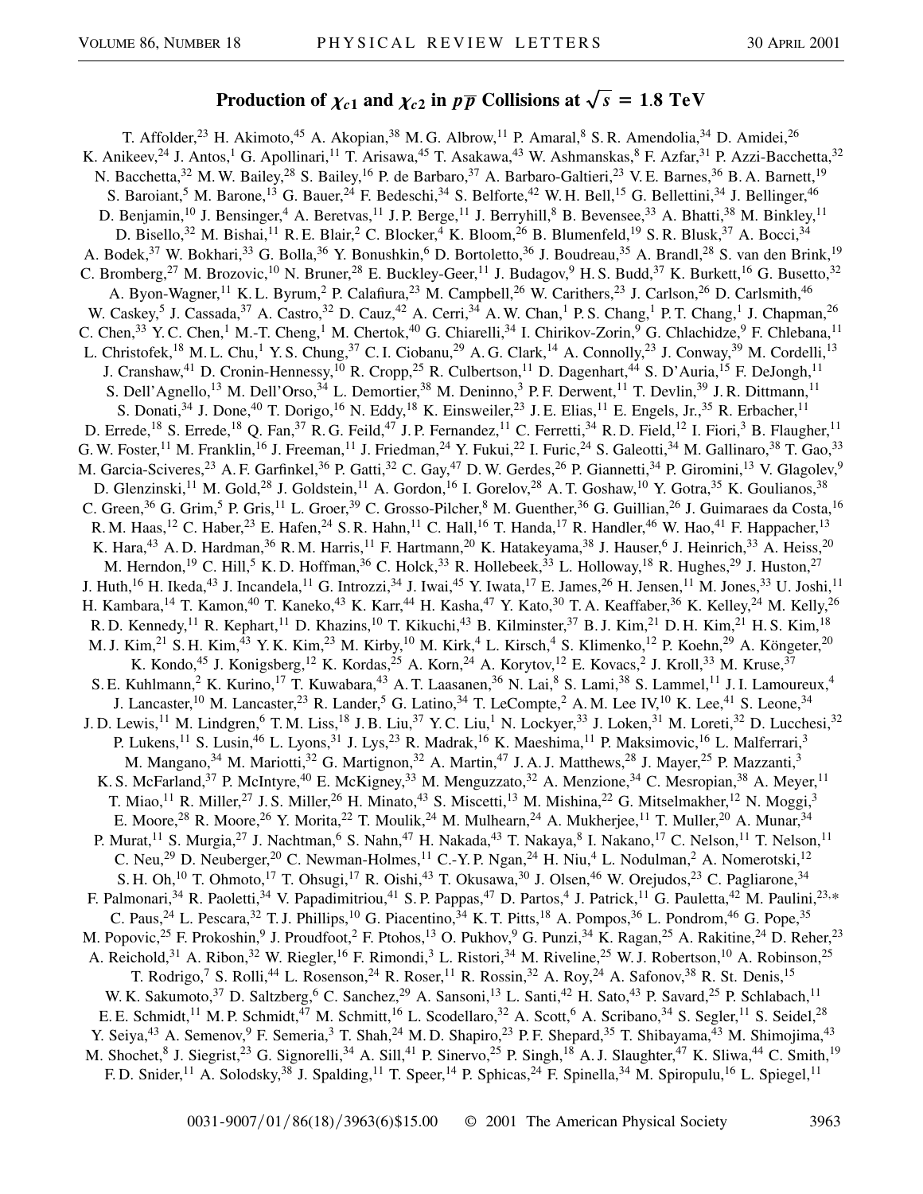# Production of $\chi_{c1}$ and $\chi_{c2}$ in $p\overline{p}$ Collisions at $\sqrt{s} = 1.8$ TeV

T. Affolder,[23] H. Akimoto,[45] A. Akopian,[38] M. G. Albrow,[11] P. Amaral,[8] S. R. Amendolia,[34] D. Amidei,[26] K. Anikeev,[24] J. Antos,[1] G. Apollinari,[11] T. Arisawa,[45] T. Asakawa,[43] W. Ashmanskas,[8] F. Azfar,[31] P. Azzi-Bacchetta,[32] N. Bacchetta,[32] M. W. Bailey,[28] S. Bailey,[16] P. de Barbaro,[37] A. Barbaro-Galtieri,[23] V. E. Barnes,[36] B. A. Barnett,[19] S. Baroiant,[5] M. Barone,[13] G. Bauer,[24] F. Bedeschi,[34] S. Belforte,[42] W. H. Bell,[15] G. Bellettini,[34] J. Bellinger,[46] D. Benjamin,[10] J. Bensinger,[4] A. Beretvas,[11] J. P. Berge,[11] J. Berryhill,[8] B. Bevensee,[33] A. Bhatti,[38] M. Binkley,[11] D. Bisello,[32] M. Bishai,[11] R. E. Blair,[2] C. Blocker,[4] K. Bloom,[26] B. Blumenfeld,[19] S. R. Blusk,[37] A. Bocci,[34] A. Bodek,[37] W. Bokhari,[33] G. Bolla,[36] Y. Bonushkin,[6] D. Bortoletto,[36] J. Boudreau,[35] A. Brandl,[28] S. van den Brink,[19] C. Bromberg,[27] M. Brozovic,[10] N. Bruner,[28] E. Buckley-Geer,[11] J. Budagov,[9] H. S. Budd,[37] K. Burkett,[16] G. Busetto,[32] A. Byon-Wagner,[11] K. L. Byrum,[2] P. Calafiura,[23] M. Campbell,[26] W. Carithers,[23] J. Carlson,[26] D. Carlsmith,[46] W. Caskey,[5] J. Cassada,[37] A. Castro,[32] D. Cauz,[42] A. Cerri,[34] A. W. Chan,[1] P. S. Chang,[1] P. T. Chang,[1] J. Chapman,[26] C. Chen,[33] Y. C. Chen,[1] M.-T. Cheng,[1] M. Chertok,[40] G. Chiarelli,[34] I. Chirikov-Zorin,[9] G. Chlachidze,[9] F. Chlebana,[11] L. Christofek,[18] M. L. Chu,[1] Y. S. Chung,[37] C. I. Ciobanu,[29] A. G. Clark,[14] A. Connolly,[23] J. Conway,[39] M. Cordelli,[13] J. Cranshaw,[41] D. Cronin-Hennessy,[10] R. Cropp,[25] R. Culbertson,[11] D. Dagenhart,[44] S. D'Auria,[15] F. DeJongh,[11] S. Dell'Agnello,[13] M. Dell'Orso,[34] L. Demortier,[38] M. Deninno,[3] P. F. Derwent,[11] T. Devlin,[39] J. R. Dittmann,[11] S. Donati,[34] J. Done,[40] T. Dorigo,[16] N. Eddy,[18] K. Einsweiler,[23] J. E. Elias,[11] E. Engels, Jr.,[35] R. Erbacher,[11] D. Errede,[18] S. Errede,[18] Q. Fan,[37] R. G. Feild,[47] J. P. Fernandez,[11] C. Ferretti,[34] R. D. Field,[12] I. Fiori,[3] B. Flaugher,[11] G. W. Foster,[11] M. Franklin,[16] J. Freeman,[11] J. Friedman,[24] Y. Fukui,[22] I. Furic,[24] S. Galeotti,[34] M. Gallinaro,[38] T. Gao,[33] M. Garcia-Sciveres,[23] A. F. Garfinkel,[36] P. Gatti,[32] C. Gay,[47] D. W. Gerdes,[26] P. Giannetti,[34] P. Giromini,[13] V. Glagolev,[9] D. Glenzinski,[11] M. Gold,[28] J. Goldstein,[11] A. Gordon,[16] I. Gorelov,[28] A. T. Goshaw,[10] Y. Gotra,[35] K. Goulianos,[38] C. Green,[36] G. Grim,[5] P. Gris,[11] L. Groer,[39] C. Grosso-Pilcher,[8] M. Guenther,[36] G. Guillian,[26] J. Guimaraes da Costa,[16] R. M. Haas,[12] C. Haber,[23] E. Hafen,[24] S. R. Hahn,[11] C. Hall,[16] T. Handa,[17] R. Handler,[46] W. Hao,[41] F. Happacher,[13] K. Hara,[43] A. D. Hardman,[36] R. M. Harris,[11] F. Hartmann,[20] K. Hatakeyama,[38] J. Hauser,[6] J. Heinrich,[33] A. Heiss,[20] M. Herndon,[19] C. Hill,[5] K. D. Hoffman,[36] C. Holck,[33] R. Hollebeek,[33] L. Holloway,[18] R. Hughes,[29] J. Huston,[27] J. Huth,[16] H. Ikeda,[43] J. Incandela,[11] G. Introzzi,[34] J. Iwai,[45] Y. Iwata,[17] E. James,[26] H. Jensen,[11] M. Jones,[33] U. Joshi,[11] H. Kambara,[14] T. Kamon,[40] T. Kaneko,[43] K. Karr,[44] H. Kasha,[47] Y. Kato,[30] T. A. Keaffaber,[36] K. Kelley,[24] M. Kelly,[26] R. D. Kennedy,[11] R. Kephart,[11] D. Khazins,[10] T. Kikuchi,[43] B. Kilminster,[37] B. J. Kim,[21] D. H. Kim,[21] H. S. Kim,[18] M. J. Kim,[21] S. H. Kim,[43] Y. K. Kim,[23] M. Kirby,[10] M. Kirk,[4] L. Kirsch,[4] S. Klimenko,[12] P. Koehn,[29] A. Köngeter,[20] K. Kondo,[45] J. Konigsberg,[12] K. Kordas,[25] A. Korn,[24] A. Korytov,[12] E. Kovacs,[2] J. Kroll,[33] M. Kruse,[37] S. E. Kuhlmann,[2] K. Kurino,[17] T. Kuwabara,[43] A. T. Laasanen,[36] N. Lai,[8] S. Lami,[38] S. Lammel,[11] J. I. Lamoureux,[4] J. Lancaster,[10] M. Lancaster,[23] R. Lander,[5] G. Latino,[34] T. LeCompte,[2] A. M. Lee IV,[10] K. Lee,[41] S. Leone,[34] J. D. Lewis,[11] M. Lindgren,[6] T. M. Liss,[18] J. B. Liu,[37] Y. C. Liu,[1] N. Lockyer,[33] J. Loken,[31] M. Loreti,[32] D. Lucchesi,[32] P. Lukens,[11] S. Lusin,[46] L. Lyons,[31] J. Lys,[23] R. Madrak,[16] K. Maeshima,[11] P. Maksimovic,[16] L. Malferrari,[3] M. Mangano,[34] M. Mariotti,[32] G. Martignon,[32] A. Martin,[47] J. A. J. Matthews,[28] J. Mayer,[25] P. Mazzanti,[3] K. S. McFarland,[37] P. McIntyre,[40] E. McKigney,[33] M. Menguzzato,[32] A. Menzione,[34] C. Mesropian,[38] A. Meyer,[11] T. Miao,[11] R. Miller,[27] J. S. Miller,[26] H. Minato,[43] S. Miscetti,[13] M. Mishina,[22] G. Mitselmakher,[12] N. Moggi,[3] E. Moore,[28] R. Moore,[26] Y. Morita,[22] T. Moulik,[24] M. Mulhearn,[24] A. Mukherjee,[11] T. Muller,[20] A. Munar,[34] P. Murat,[11] S. Murgia,[27] J. Nachtman,[6] S. Nahn,[47] H. Nakada,[43] T. Nakaya,[8] I. Nakano,[17] C. Nelson,[11] T. Nelson,[11] C. Neu,[29] D. Neuberger,[20] C. Newman-Holmes,[11] C.-Y. P. Ngan,[24] H. Niu,[4] L. Nodulman,[2] A. Nomerotski,[12] S. H. Oh,[10] T. Ohmoto,[17] T. Ohsugi,[17] R. Oishi,[43] T. Okusawa,[30] J. Olsen,[46] W. Orejudos,[23] C. Pagliarone,[34] F. Palmonari,[34] R. Paoletti,[34] V. Papadimitriou,[41] S. P. Pappas,[47] D. Partos,[4] J. Patrick,[11] G. Pauletta,[42] M. Paulini,[23,*] C. Paus,[24] L. Pescara,[32] T. J. Phillips,[10] G. Piacentino,[34] K. T. Pitts,[18] A. Pompos,[36] L. Pondrom,[46] G. Pope,[35] M. Popovic,[25] F. Prokoshin,[9] J. Proudfoot,[2] F. Ptohos,[13] O. Pukhov,[9] G. Punzi,[34] K. Ragan,[25] A. Rakitine,[24] D. Reher,[23] A. Reichold,[31] A. Ribon,[32] W. Riegler,[16] F. Rimondi,[3] L. Ristori,[34] M. Riveline,[25] W. J. Robertson,[10] A. Robinson,[25] T. Rodrigo,[7] S. Rolli,[44] L. Rosenson,[24] R. Roser,[11] R. Rossin,[32] A. Roy,[24] A. Safonov,[38] R. St. Denis,[15] W. K. Sakumoto,[37] D. Saltzberg,[6] C. Sanchez,[29] A. Sansoni,[13] L. Santi,[42] H. Sato,[43] P. Savard,[25] P. Schlabach,[11] E. E. Schmidt,[11] M. P. Schmidt,[47] M. Schmitt,[16] L. Scodellaro,[32] A. Scott,[6] A. Scribano,[34] S. Segler,[11] S. Seidel,[28] Y. Seiya,[43] A. Semenov,[9] F. Semeria,[3] T. Shah,[24] M. D. Shapiro,[23] P. F. Shepard,[35] T. Shibayama,[43] M. Shimojima,[43] M. Shochet,[8] J. Siegrist,[23] G. Signorelli,[34] A. Sill,[41] P. Sinervo,[25] P. Singh,[18] A. J. Slaughter,[47] K. Sliwa,[44] C. Smith,[19] F. D. Snider,[11] A. Solodsky,[38] J. Spalding,[11] T. Speer,[14] P. Sphicas,[24] F. Spinella,[34] M. Spiropulu,[16] L. Spiegel,[11]

0031-9007/01/86(18)/3963(6)$15.00 © 2001 The American Physical Society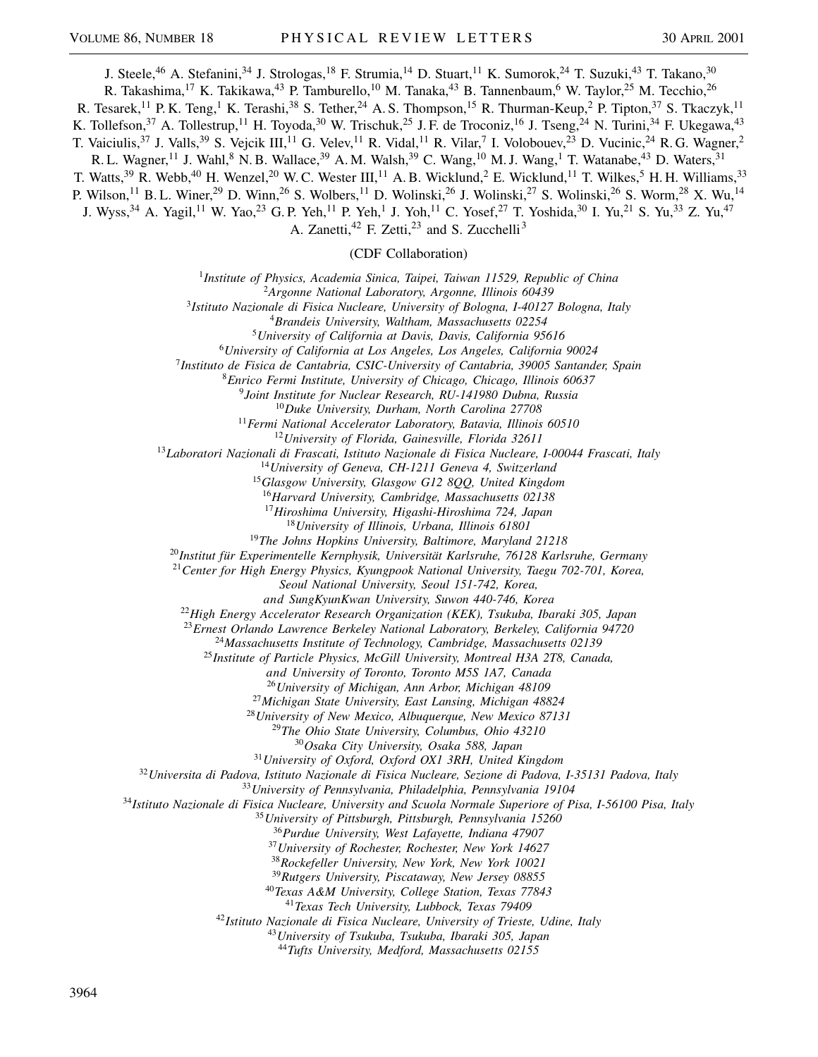J. Steele,[46] A. Stefanini,[34] J. Strologas,[18] F. Strumia,[14] D. Stuart,[11] K. Sumorok,[24] T. Suzuki,[43] T. Takano,[30] R. Takashima,[17] K. Takikawa,[43] P. Tamburello,[10] M. Tanaka,[43] B. Tannenbaum,[6] W. Taylor,[25] M. Tecchio,[26] R. Tesarek,[11] P.K. Teng,[1] K. Terashi,[38] S. Tether,[24] A.S. Thompson,[15] R. Thurman-Keup,[2] P. Tipton,[37] S. Tkaczyk,[11] K. Tollefson,[37] A. Tollestrup,[11] H. Toyoda,[30] W. Trischuk,[25] J.F. de Troconiz,[16] J. Tseng,[24] N. Turini,[34] F. Ukegawa,[43] T. Vaiciulis,[37] J. Valls,[39] S. Vejcik III,[11] G. Velev,[11] R. Vidal,[11] R. Vilar,[7] I. Volobouev,[23] D. Vucinic,[24] R.G. Wagner,[2] R.L. Wagner,[11] J. Wahl,[8] N.B. Wallace,[39] A.M. Walsh,[39] C. Wang,[10] M.J. Wang,[1] T. Watanabe,[43] D. Waters,[31] T. Watts,[39] R. Webb,[40] H. Wenzel,[20] W.C. Wester III,[11] A.B. Wicklund,[2] E. Wicklund,[11] T. Wilkes,[5] H.H. Williams,[33] P. Wilson,[11] B.L. Winer,[29] D. Winn,[26] S. Wolbers,[11] D. Wolinski,[26] J. Wolinski,[27] S. Wolinski,[26] S. Worm,[28] X. Wu,[14] J. Wyss,[34] A. Yagil,[11] W. Yao,[23] G.P. Yeh,[11] P. Yeh,[1] J. Yoh,[11] C. Yosef,[27] T. Yoshida,[30] I. Yu,[21] S. Yu,[33] Z. Yu,[47] A. Zanetti,[42] F. Zetti,[23] and S. Zucchelli[3]

(CDF Collaboration)

[1] *Institute of Physics, Academia Sinica, Taipei, Taiwan 11529, Republic of China*
[2] *Argonne National Laboratory, Argonne, Illinois 60439*
[3] *Istituto Nazionale di Fisica Nucleare, University of Bologna, I-40127 Bologna, Italy*
[4] *Brandeis University, Waltham, Massachusetts 02254*
[5] *University of California at Davis, Davis, California 95616*
[6] *University of California at Los Angeles, Los Angeles, California 90024*
[7] *Instituto de Fisica de Cantabria, CSIC-University of Cantabria, 39005 Santander, Spain*
[8] *Enrico Fermi Institute, University of Chicago, Chicago, Illinois 60637*
[9] *Joint Institute for Nuclear Research, RU-141980 Dubna, Russia*
[10] *Duke University, Durham, North Carolina 27708*
[11] *Fermi National Accelerator Laboratory, Batavia, Illinois 60510*
[12] *University of Florida, Gainesville, Florida 32611*
[13] *Laboratori Nazionali di Frascati, Istituto Nazionale di Fisica Nucleare, I-00044 Frascati, Italy*
[14] *University of Geneva, CH-1211 Geneva 4, Switzerland*
[15] *Glasgow University, Glasgow G12 8QQ, United Kingdom*
[16] *Harvard University, Cambridge, Massachusetts 02138*
[17] *Hiroshima University, Higashi-Hiroshima 724, Japan*
[18] *University of Illinois, Urbana, Illinois 61801*
[19] *The Johns Hopkins University, Baltimore, Maryland 21218*
[20] *Institut für Experimentelle Kernphysik, Universität Karlsruhe, 76128 Karlsruhe, Germany*
[21] *Center for High Energy Physics, Kyungpook National University, Taegu 702-701, Korea, Seoul National University, Seoul 151-742, Korea, and SungKyunKwan University, Suwon 440-746, Korea*
[22] *High Energy Accelerator Research Organization (KEK), Tsukuba, Ibaraki 305, Japan*
[23] *Ernest Orlando Lawrence Berkeley National Laboratory, Berkeley, California 94720*
[24] *Massachusetts Institute of Technology, Cambridge, Massachusetts 02139*
[25] *Institute of Particle Physics, McGill University, Montreal H3A 2T8, Canada, and University of Toronto, Toronto M5S 1A7, Canada*
[26] *University of Michigan, Ann Arbor, Michigan 48109*
[27] *Michigan State University, East Lansing, Michigan 48824*
[28] *University of New Mexico, Albuquerque, New Mexico 87131*
[29] *The Ohio State University, Columbus, Ohio 43210*
[30] *Osaka City University, Osaka 588, Japan*
[31] *University of Oxford, Oxford OX1 3RH, United Kingdom*
[32] *Universita di Padova, Istituto Nazionale di Fisica Nucleare, Sezione di Padova, I-35131 Padova, Italy*
[33] *University of Pennsylvania, Philadelphia, Pennsylvania 19104*
[34] *Istituto Nazionale di Fisica Nucleare, University and Scuola Normale Superiore of Pisa, I-56100 Pisa, Italy*
[35] *University of Pittsburgh, Pittsburgh, Pennsylvania 15260*
[36] *Purdue University, West Lafayette, Indiana 47907*
[37] *University of Rochester, Rochester, New York 14627*
[38] *Rockefeller University, New York, New York 10021*
[39] *Rutgers University, Piscataway, New Jersey 08855*
[40] *Texas A&M University, College Station, Texas 77843*
[41] *Texas Tech University, Lubbock, Texas 79409*
[42] *Istituto Nazionale di Fisica Nucleare, University of Trieste, Udine, Italy*
[43] *University of Tsukuba, Tsukuba, Ibaraki 305, Japan*
[44] *Tufts University, Medford, Massachusetts 02155*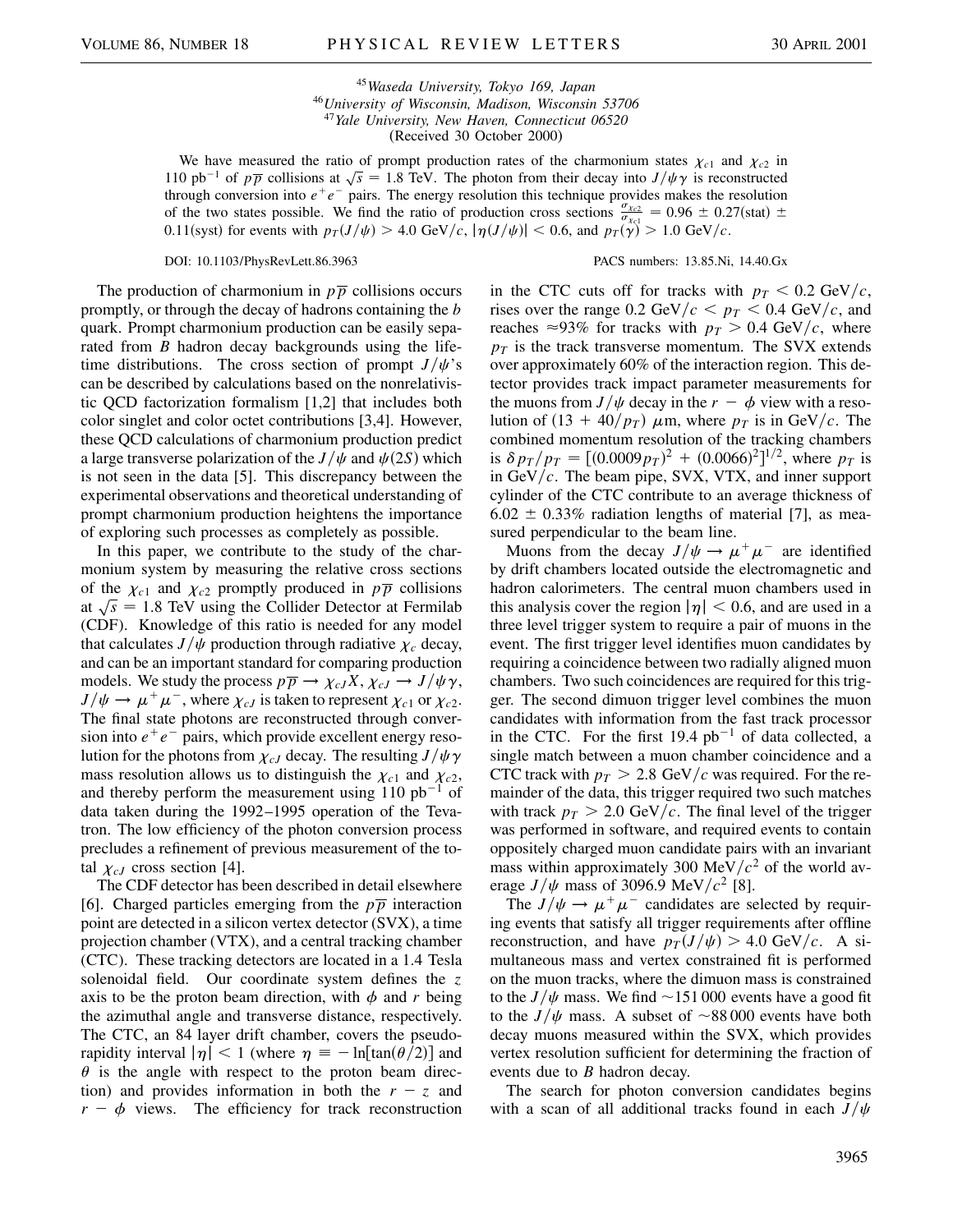[45]*Waseda University, Tokyo 169, Japan*
[46]*University of Wisconsin, Madison, Wisconsin 53706*
[47]*Yale University, New Haven, Connecticut 06520*
(Received 30 October 2000)

We have measured the ratio of prompt production rates of the charmonium states $\chi_{c1}$ and $\chi_{c2}$ in 110 pb$^{-1}$ of $p\overline{p}$ collisions at $\sqrt{s} = 1.8$ TeV. The photon from their decay into $J/\psi\gamma$ is reconstructed through conversion into $e^+e^-$ pairs. The energy resolution this technique provides makes the resolution of the two states possible. We find the ratio of production cross sections $\frac{\sigma_{\chi_{c2}}}{\sigma_{\chi_{c1}}} = 0.96 \pm 0.27(\text{stat}) \pm 0.11(\text{syst})$ for events with $p_T(J/\psi) > 4.0$ GeV/$c$, $|\eta(J/\psi)| < 0.6$, and $p_T(\gamma) > 1.0$ GeV/$c$.

DOI: 10.1103/PhysRevLett.86.3963 PACS numbers: 13.85.Ni, 14.40.Gx

The production of charmonium in $p\overline{p}$ collisions occurs promptly, or through the decay of hadrons containing the $b$ quark. Prompt charmonium production can be easily separated from $B$ hadron decay backgrounds using the lifetime distributions. The cross section of prompt $J/\psi$'s can be described by calculations based on the nonrelativistic QCD factorization formalism [1,2] that includes both color singlet and color octet contributions [3,4]. However, these QCD calculations of charmonium production predict a large transverse polarization of the $J/\psi$ and $\psi(2S)$ which is not seen in the data [5]. This discrepancy between the experimental observations and theoretical understanding of prompt charmonium production heightens the importance of exploring such processes as completely as possible.

In this paper, we contribute to the study of the charmonium system by measuring the relative cross sections of the $\chi_{c1}$ and $\chi_{c2}$ promptly produced in $p\overline{p}$ collisions at $\sqrt{s} = 1.8$ TeV using the Collider Detector at Fermilab (CDF). Knowledge of this ratio is needed for any model that calculates $J/\psi$ production through radiative $\chi_c$ decay, and can be an important standard for comparing production models. We study the process $p\overline{p} \to \chi_{cJ}X$, $\chi_{cJ} \to J/\psi\gamma$, $J/\psi \to \mu^+\mu^-$, where $\chi_{cJ}$ is taken to represent $\chi_{c1}$ or $\chi_{c2}$. The final state photons are reconstructed through conversion into $e^+e^-$ pairs, which provide excellent energy resolution for the photons from $\chi_{cJ}$ decay. The resulting $J/\psi\gamma$ mass resolution allows us to distinguish the $\chi_{c1}$ and $\chi_{c2}$, and thereby perform the measurement using 110 pb$^{-1}$ of data taken during the 1992–1995 operation of the Tevatron. The low efficiency of the photon conversion process precludes a refinement of previous measurement of the total $\chi_{cJ}$ cross section [4].

The CDF detector has been described in detail elsewhere [6]. Charged particles emerging from the $p\overline{p}$ interaction point are detected in a silicon vertex detector (SVX), a time projection chamber (VTX), and a central tracking chamber (CTC). These tracking detectors are located in a 1.4 Tesla solenoidal field. Our coordinate system defines the $z$ axis to be the proton beam direction, with $\phi$ and $r$ being the azimuthal angle and transverse distance, respectively. The CTC, an 84 layer drift chamber, covers the pseudorapidity interval $|\eta| < 1$ (where $\eta \equiv -\ln[\tan(\theta/2)]$ and $\theta$ is the angle with respect to the proton beam direction) and provides information in both the $r - z$ and $r - \phi$ views. The efficiency for track reconstruction in the CTC cuts off for tracks with $p_T < 0.2$ GeV/$c$, rises over the range 0.2 GeV/$c < p_T < 0.4$ GeV/$c$, and reaches $\approx$93% for tracks with $p_T > 0.4$ GeV/$c$, where $p_T$ is the track transverse momentum. The SVX extends over approximately 60% of the interaction region. This detector provides track impact parameter measurements for the muons from $J/\psi$ decay in the $r - \phi$ view with a resolution of $(13 + 40/p_T)$ $\mu$m, where $p_T$ is in GeV/$c$. The combined momentum resolution of the tracking chambers is $\delta p_T/p_T = [(0.0009 p_T)^2 + (0.0066)^2]^{1/2}$, where $p_T$ is in GeV/$c$. The beam pipe, SVX, VTX, and inner support cylinder of the CTC contribute to an average thickness of $6.02 \pm 0.33$% radiation lengths of material [7], as measured perpendicular to the beam line.

Muons from the decay $J/\psi \to \mu^+\mu^-$ are identified by drift chambers located outside the electromagnetic and hadron calorimeters. The central muon chambers used in this analysis cover the region $|\eta| < 0.6$, and are used in a three level trigger system to require a pair of muons in the event. The first trigger level identifies muon candidates by requiring a coincidence between two radially aligned muon chambers. Two such coincidences are required for this trigger. The second dimuon trigger level combines the muon candidates with information from the fast track processor in the CTC. For the first 19.4 pb$^{-1}$ of data collected, a single match between a muon chamber coincidence and a CTC track with $p_T > 2.8$ GeV/$c$ was required. For the remainder of the data, this trigger required two such matches with track $p_T > 2.0$ GeV/$c$. The final level of the trigger was performed in software, and required events to contain oppositely charged muon candidate pairs with an invariant mass within approximately 300 MeV/$c^2$ of the world average $J/\psi$ mass of 3096.9 MeV/$c^2$ [8].

The $J/\psi \to \mu^+\mu^-$ candidates are selected by requiring events that satisfy all trigger requirements after offline reconstruction, and have $p_T(J/\psi) > 4.0$ GeV/$c$. A simultaneous mass and vertex constrained fit is performed on the muon tracks, where the dimuon mass is constrained to the $J/\psi$ mass. We find $\sim$151 000 events have a good fit to the $J/\psi$ mass. A subset of $\sim$88 000 events have both decay muons measured within the SVX, which provides vertex resolution sufficient for determining the fraction of events due to $B$ hadron decay.

The search for photon conversion candidates begins with a scan of all additional tracks found in each $J/\psi$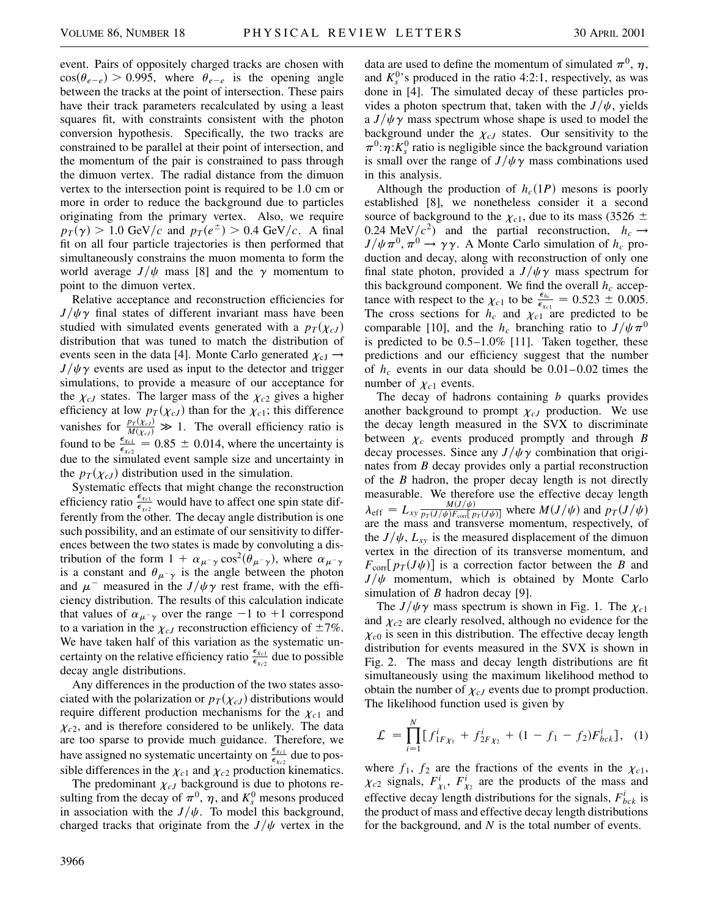event. Pairs of oppositely charged tracks are chosen with $\cos(\theta_{e-e}) > 0.995$, where $\theta_{e-e}$ is the opening angle between the tracks at the point of intersection. These pairs have their track parameters recalculated by using a least squares fit, with constraints consistent with the photon conversion hypothesis. Specifically, the two tracks are constrained to be parallel at their point of intersection, and the momentum of the pair is constrained to pass through the dimuon vertex. The radial distance from the dimuon vertex to the intersection point is required to be 1.0 cm or more in order to reduce the background due to particles originating from the primary vertex. Also, we require $p_T(\gamma) > 1.0$ GeV/$c$ and $p_T(e^{\pm}) > 0.4$ GeV/$c$. A final fit on all four particle trajectories is then performed that simultaneously constrains the muon momenta to form the world average $J/\psi$ mass [8] and the $\gamma$ momentum to point to the dimuon vertex.

Relative acceptance and reconstruction efficiencies for $J/\psi\gamma$ final states of different invariant mass have been studied with simulated events generated with a $p_T(\chi_{cJ})$ distribution that was tuned to match the distribution of events seen in the data [4]. Monte Carlo generated $\chi_{cJ} \rightarrow J/\psi\gamma$ events are used as input to the detector and trigger simulations, to provide a measure of our acceptance for the $\chi_{cJ}$ states. The larger mass of the $\chi_{c2}$ gives a higher efficiency at low $p_T(\chi_{cJ})$ than for the $\chi_{c1}$; this difference vanishes for $\frac{p_T(\chi_{cJ})}{M(\chi_{cJ})} \gg 1$. The overall efficiency ratio is found to be $\frac{\epsilon_{\chi_{c1}}}{\epsilon_{\chi_{c2}}} = 0.85 \pm 0.014$, where the uncertainty is due to the simulated event sample size and uncertainty in the $p_T(\chi_{cJ})$ distribution used in the simulation.

Systematic effects that might change the reconstruction efficiency ratio $\frac{\epsilon_{\chi_{c1}}}{\epsilon_{\chi_{c2}}}$ would have to affect one spin state differently from the other. The decay angle distribution is one such possibility, and an estimate of our sensitivity to differences between the two states is made by convoluting a distribution of the form $1 + \alpha_{\mu^-\gamma}\cos^2(\theta_{\mu^-\gamma})$, where $\alpha_{\mu^-\gamma}$ is a constant and $\theta_{\mu^-\gamma}$ is the angle between the photon and $\mu^-$ measured in the $J/\psi\gamma$ rest frame, with the efficiency distribution. The results of this calculation indicate that values of $\alpha_{\mu^-\gamma}$ over the range $-1$ to $+1$ correspond to a variation in the $\chi_{cJ}$ reconstruction efficiency of $\pm 7\%$. We have taken half of this variation as the systematic uncertainty on the relative efficiency ratio $\frac{\epsilon_{\chi_{c1}}}{\epsilon_{\chi_{c2}}}$ due to possible decay angle distributions.

Any differences in the production of the two states associated with the polarization or $p_T(\chi_{cJ})$ distributions would require different production mechanisms for the $\chi_{c1}$ and $\chi_{c2}$, and is therefore considered to be unlikely. The data are too sparse to provide much guidance. Therefore, we have assigned no systematic uncertainty on $\frac{\epsilon_{\chi_{c1}}}{\epsilon_{\chi_{c2}}}$ due to possible differences in the $\chi_{c1}$ and $\chi_{c2}$ production kinematics.

The predominant $\chi_{cJ}$ background is due to photons resulting from the decay of $\pi^0$, $\eta$, and $K_s^0$ mesons produced in association with the $J/\psi$. To model this background, charged tracks that originate from the $J/\psi$ vertex in the data are used to define the momentum of simulated $\pi^0$, $\eta$, and $K_s^0$'s produced in the ratio 4:2:1, respectively, as was done in [4]. The simulated decay of these particles provides a photon spectrum that, taken with the $J/\psi$, yields a $J/\psi\gamma$ mass spectrum whose shape is used to model the background under the $\chi_{cJ}$ states. Our sensitivity to the $\pi^0$:$\eta$:$K_s^0$ ratio is negligible since the background variation is small over the range of $J/\psi\gamma$ mass combinations used in this analysis.

Although the production of $h_c(1P)$ mesons is poorly established [8], we nonetheless consider it a second source of background to the $\chi_{c1}$, due to its mass ($3526 \pm 0.24$ MeV/$c^2$) and the partial reconstruction, $h_c \rightarrow J/\psi\pi^0, \pi^0 \rightarrow \gamma\gamma$. A Monte Carlo simulation of $h_c$ production and decay, along with reconstruction of only one final state photon, provided a $J/\psi\gamma$ mass spectrum for this background component. We find the overall $h_c$ acceptance with respect to the $\chi_{c1}$ to be $\frac{\epsilon_{h_c}}{\epsilon_{\chi_{c1}}} = 0.523 \pm 0.005$. The cross sections for $h_c$ and $\chi_{c1}$ are predicted to be comparable [10], and the $h_c$ branching ratio to $J/\psi\pi^0$ is predicted to be 0.5–1.0% [11]. Taken together, these predictions and our efficiency suggest that the number of $h_c$ events in our data should be 0.01–0.02 times the number of $\chi_{c1}$ events.

The decay of hadrons containing $b$ quarks provides another background to prompt $\chi_{cJ}$ production. We use the decay length measured in the SVX to discriminate between $\chi_c$ events produced promptly and through $B$ decay processes. Since any $J/\psi\gamma$ combination that originates from $B$ decay provides only a partial reconstruction of the $B$ hadron, the proper decay length is not directly measurable. We therefore use the effective decay length $\lambda_{\rm eff} = L_{xy}\frac{M(J/\psi)}{p_T(J/\psi)F_{\rm corr}[p_T(J/\psi)]}$ where $M(J/\psi)$ and $p_T(J/\psi)$ are the mass and transverse momentum, respectively, of the $J/\psi$, $L_{xy}$ is the measured displacement of the dimuon vertex in the direction of its transverse momentum, and $F_{\rm corr}[p_T(J\psi)]$ is a correction factor between the $B$ and $J/\psi$ momentum, which is obtained by Monte Carlo simulation of $B$ hadron decay [9].

The $J/\psi\gamma$ mass spectrum is shown in Fig. 1. The $\chi_{c1}$ and $\chi_{c2}$ are clearly resolved, although no evidence for the $\chi_{c0}$ is seen in this distribution. The effective decay length distribution for events measured in the SVX is shown in Fig. 2. The mass and decay length distributions are fit simultaneously using the maximum likelihood method to obtain the number of $\chi_{cJ}$ events due to prompt production. The likelihood function used is given by

$$\mathcal{L} = \prod_{i=1}^{N}[f_1^i F_{\chi_1} + f_2^i F_{\chi_2} + (1 - f_1 - f_2)F_{bck}^i], \quad (1)$$

where $f_1$, $f_2$ are the fractions of the events in the $\chi_{c1}$, $\chi_{c2}$ signals, $F_{\chi_1}^i$, $F_{\chi_2}^i$ are the products of the mass and effective decay length distributions for the signals, $F_{bck}^i$ is the product of mass and effective decay length distributions for the background, and $N$ is the total number of events.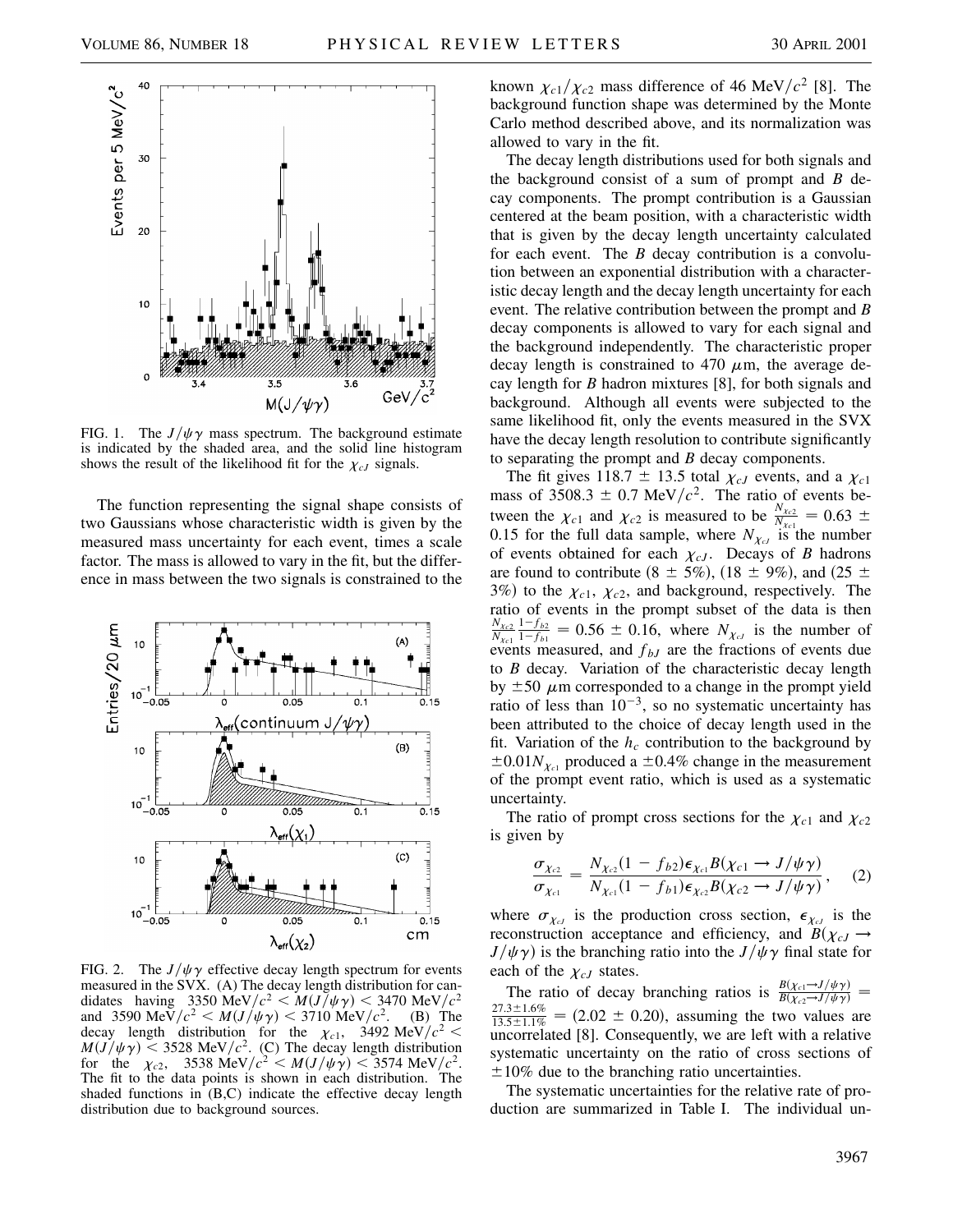FIG. 1. The $J/\psi\gamma$ mass spectrum. The background estimate is indicated by the shaded area, and the solid line histogram shows the result of the likelihood fit for the $\chi_{cJ}$ signals.

The function representing the signal shape consists of two Gaussians whose characteristic width is given by the measured mass uncertainty for each event, times a scale factor. The mass is allowed to vary in the fit, but the difference in mass between the two signals is constrained to the known $\chi_{c1}/\chi_{c2}$ mass difference of 46 MeV/$c^2$ [8]. The background function shape was determined by the Monte Carlo method described above, and its normalization was allowed to vary in the fit.

FIG. 2. The $J/\psi\gamma$ effective decay length spectrum for events measured in the SVX. (A) The decay length distribution for candidates having 3350 MeV/$c^2$ < $M(J/\psi\gamma)$ < 3470 MeV/$c^2$ and 3590 MeV/$c^2$ < $M(J/\psi\gamma)$ < 3710 MeV/$c^2$. (B) The decay length distribution for the $\chi_{c1}$, 3492 MeV/$c^2$ < $M(J/\psi\gamma)$ < 3528 MeV/$c^2$. (C) The decay length distribution for the $\chi_{c2}$, 3538 MeV/$c^2$ < $M(J/\psi\gamma)$ < 3574 MeV/$c^2$. The fit to the data points is shown in each distribution. The shaded functions in (B,C) indicate the effective decay length distribution due to background sources.

The decay length distributions used for both signals and the background consist of a sum of prompt and $B$ decay components. The prompt contribution is a Gaussian centered at the beam position, with a characteristic width that is given by the decay length uncertainty calculated for each event. The $B$ decay contribution is a convolution between an exponential distribution with a characteristic decay length and the decay length uncertainty for each event. The relative contribution between the prompt and $B$ decay components is allowed to vary for each signal and the background independently. The characteristic proper decay length is constrained to 470 $\mu$m, the average decay length for $B$ hadron mixtures [8], for both signals and background. Although all events were subjected to the same likelihood fit, only the events measured in the SVX have the decay length resolution to contribute significantly to separating the prompt and $B$ decay components.

The fit gives 118.7 $\pm$ 13.5 total $\chi_{cJ}$ events, and a $\chi_{c1}$ mass of 3508.3 $\pm$ 0.7 MeV/$c^2$. The ratio of events between the $\chi_{c1}$ and $\chi_{c2}$ is measured to be $\frac{N_{\chi_{c2}}}{N_{\chi_{c1}}} = 0.63 \pm 0.15$ for the full data sample, where $N_{\chi_{cJ}}$ is the number of events obtained for each $\chi_{cJ}$. Decays of $B$ hadrons are found to contribute (8 $\pm$ 5%), (18 $\pm$ 9%), and (25 $\pm$ 3%) to the $\chi_{c1}$, $\chi_{c2}$, and background, respectively. The ratio of events in the prompt subset of the data is then $\frac{N_{\chi_{c2}}}{N_{\chi_{c1}}}\frac{1-f_{b2}}{1-f_{b1}} = 0.56 \pm 0.16$, where $N_{\chi_{cJ}}$ is the number of events measured, and $f_{bJ}$ are the fractions of events due to $B$ decay. Variation of the characteristic decay length by $\pm$50 $\mu$m corresponded to a change in the prompt yield ratio of less than $10^{-3}$, so no systematic uncertainty has been attributed to the choice of decay length used in the fit. Variation of the $h_c$ contribution to the background by $\pm 0.01 N_{\chi_{c1}}$ produced a $\pm$0.4% change in the measurement of the prompt event ratio, which is used as a systematic uncertainty.

The ratio of prompt cross sections for the $\chi_{c1}$ and $\chi_{c2}$ is given by

$$\frac{\sigma_{\chi_{c2}}}{\sigma_{\chi_{c1}}} = \frac{N_{\chi_{c2}}(1 - f_{b2})\epsilon_{\chi_{c1}} B(\chi_{c1} \to J/\psi\gamma)}{N_{\chi_{c1}}(1 - f_{b1})\epsilon_{\chi_{c2}} B(\chi_{c2} \to J/\psi\gamma)}, \quad (2)$$

where $\sigma_{\chi_{cJ}}$ is the production cross section, $\epsilon_{\chi_{cJ}}$ is the reconstruction acceptance and efficiency, and $B(\chi_{cJ} \to J/\psi\gamma)$ is the branching ratio into the $J/\psi\gamma$ final state for each of the $\chi_{cJ}$ states.

The ratio of decay branching ratios is $\frac{B(\chi_{c1}\to J/\psi\gamma)}{B(\chi_{c2}\to J/\psi\gamma)} = \frac{27.3\pm1.6\%}{13.5\pm1.1\%} = (2.02 \pm 0.20)$, assuming the two values are uncorrelated [8]. Consequently, we are left with a relative systematic uncertainty on the ratio of cross sections of $\pm$10% due to the branching ratio uncertainties.

The systematic uncertainties for the relative rate of production are summarized in Table I. The individual un-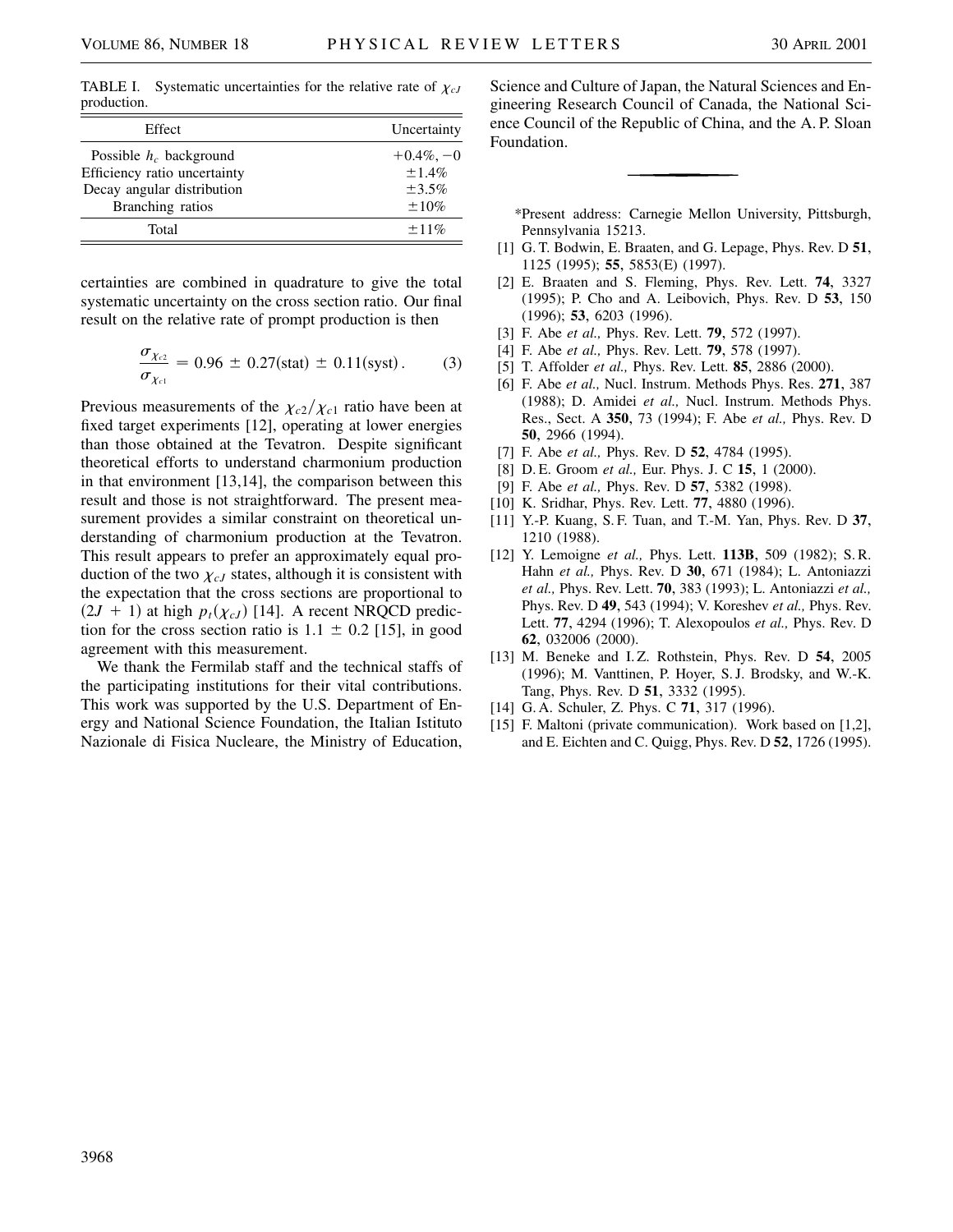TABLE I. Systematic uncertainties for the relative rate of $\chi_{cJ}$ production.

| Effect | Uncertainty |
|---|---|
| Possible $h_c$ background | $+0.4\%, -0$ |
| Efficiency ratio uncertainty | $\pm 1.4\%$ |
| Decay angular distribution | $\pm 3.5\%$ |
| Branching ratios | $\pm 10\%$ |
| Total | $\pm 11\%$ |

certainties are combined in quadrature to give the total systematic uncertainty on the cross section ratio. Our final result on the relative rate of prompt production is then

$$\frac{\sigma_{\chi_{c2}}}{\sigma_{\chi_{c1}}} = 0.96 \pm 0.27(\text{stat}) \pm 0.11(\text{syst}). \tag{3}$$

Previous measurements of the $\chi_{c2}/\chi_{c1}$ ratio have been at fixed target experiments [12], operating at lower energies than those obtained at the Tevatron. Despite significant theoretical efforts to understand charmonium production in that environment [13,14], the comparison between this result and those is not straightforward. The present measurement provides a similar constraint on theoretical understanding of charmonium production at the Tevatron. This result appears to prefer an approximately equal production of the two $\chi_{cJ}$ states, although it is consistent with the expectation that the cross sections are proportional to $(2J + 1)$ at high $p_t(\chi_{cJ})$ [14]. A recent NRQCD prediction for the cross section ratio is $1.1 \pm 0.2$ [15], in good agreement with this measurement.

We thank the Fermilab staff and the technical staffs of the participating institutions for their vital contributions. This work was supported by the U.S. Department of Energy and National Science Foundation, the Italian Istituto Nazionale di Fisica Nucleare, the Ministry of Education, Science and Culture of Japan, the Natural Sciences and Engineering Research Council of Canada, the National Science Council of the Republic of China, and the A. P. Sloan Foundation.

---

*Present address: Carnegie Mellon University, Pittsburgh, Pennsylvania 15213.

[1] G. T. Bodwin, E. Braaten, and G. Lepage, Phys. Rev. D **51**, 1125 (1995); **55**, 5853(E) (1997).

[2] E. Braaten and S. Fleming, Phys. Rev. Lett. **74**, 3327 (1995); P. Cho and A. Leibovich, Phys. Rev. D **53**, 150 (1996); **53**, 6203 (1996).

[3] F. Abe *et al.,* Phys. Rev. Lett. **79**, 572 (1997).

[4] F. Abe *et al.,* Phys. Rev. Lett. **79**, 578 (1997).

[5] T. Affolder *et al.,* Phys. Rev. Lett. **85**, 2886 (2000).

[6] F. Abe *et al.,* Nucl. Instrum. Methods Phys. Res. **271**, 387 (1988); D. Amidei *et al.,* Nucl. Instrum. Methods Phys. Res., Sect. A **350**, 73 (1994); F. Abe *et al.,* Phys. Rev. D **50**, 2966 (1994).

[7] F. Abe *et al.,* Phys. Rev. D **52**, 4784 (1995).

[8] D. E. Groom *et al.,* Eur. Phys. J. C **15**, 1 (2000).

[9] F. Abe *et al.,* Phys. Rev. D **57**, 5382 (1998).

[10] K. Sridhar, Phys. Rev. Lett. **77**, 4880 (1996).

[11] Y.-P. Kuang, S. F. Tuan, and T.-M. Yan, Phys. Rev. D **37**, 1210 (1988).

[12] Y. Lemoigne *et al.,* Phys. Lett. **113B**, 509 (1982); S. R. Hahn *et al.,* Phys. Rev. D **30**, 671 (1984); L. Antoniazzi *et al.,* Phys. Rev. Lett. **70**, 383 (1993); L. Antoniazzi *et al.,* Phys. Rev. D **49**, 543 (1994); V. Koreshev *et al.,* Phys. Rev. Lett. **77**, 4294 (1996); T. Alexopoulos *et al.,* Phys. Rev. D **62**, 032006 (2000).

[13] M. Beneke and I. Z. Rothstein, Phys. Rev. D **54**, 2005 (1996); M. Vanttinen, P. Hoyer, S. J. Brodsky, and W.-K. Tang, Phys. Rev. D **51**, 3332 (1995).

[14] G. A. Schuler, Z. Phys. C **71**, 317 (1996).

[15] F. Maltoni (private communication). Work based on [1,2], and E. Eichten and C. Quigg, Phys. Rev. D **52**, 1726 (1995).